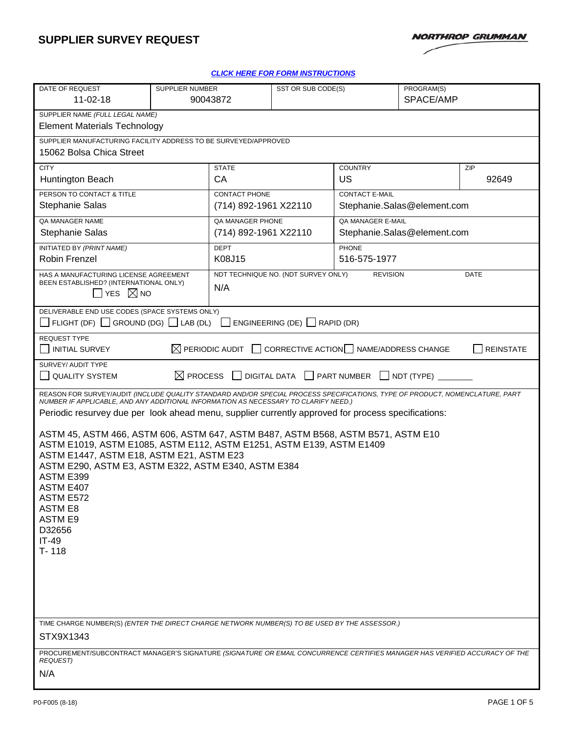# SUPPLIER SURVEY REQUEST

NORTHROP GRUMMAN

**[CLICK HERE FOR FORM INSTRUCTIONS]**

| DATE OF REQUEST | SUPPLIER NUMBER | SST OR SUB CODE(S) | PROGRAM(S) |
|---|---|---|---|
| 11-02-18 | 90043872 | | SPACE/AMP |

**SUPPLIER NAME** *(FULL LEGAL NAME)*
Element Materials Technology

**SUPPLIER MANUFACTURING FACILITY ADDRESS TO BE SURVEYED/APPROVED**
15062 Bolsa Chica Street

| CITY | STATE | COUNTRY | ZIP |
|---|---|---|---|
| Huntington Beach | CA | US | 92649 |

| PERSON TO CONTACT & TITLE | CONTACT PHONE | CONTACT E-MAIL |
|---|---|---|
| Stephanie Salas | (714) 892-1961 X22110 | Stephanie.Salas@element.com |

| QA MANAGER NAME | QA MANAGER PHONE | QA MANAGER E-MAIL |
|---|---|---|
| Stephanie Salas | (714) 892-1961 X22110 | Stephanie.Salas@element.com |

| INITIATED BY *(PRINT NAME)* | DEPT | PHONE |
|---|---|---|
| Robin Frenzel | K08J15 | 516-575-1977 |

| HAS A MANUFACTURING LICENSE AGREEMENT BEEN ESTABLISHED? (INTERNATIONAL ONLY) | NDT TECHNIQUE NO. (NDT SURVEY ONLY) | REVISION | DATE |
|---|---|---|---|
| ☐ YES ☒ NO | N/A | | |

**DELIVERABLE END USE CODES (SPACE SYSTEMS ONLY)**
☐ FLIGHT (DF) ☐ GROUND (DG) ☐ LAB (DL) ☐ ENGINEERING (DE) ☐ RAPID (DR)

**REQUEST TYPE**
☐ INITIAL SURVEY ☒ PERIODIC AUDIT ☐ CORRECTIVE ACTION ☐ NAME/ADDRESS CHANGE ☐ REINSTATE

**SURVEY/ AUDIT TYPE**
☐ QUALITY SYSTEM ☒ PROCESS ☐ DIGITAL DATA ☐ PART NUMBER ☐ NDT (TYPE) ________

**REASON FOR SURVEY/AUDIT** *(INCLUDE QUALITY STANDARD AND/OR SPECIAL PROCESS SPECIFICATIONS, TYPE OF PRODUCT, NOMENCLATURE, PART NUMBER IF APPLICABLE, AND ANY ADDITIONAL INFORMATION AS NECESSARY TO CLARIFY NEED.)*

Periodic resurvey due per look ahead menu, supplier currently approved for process specifications:

ASTM 45, ASTM 466, ASTM 606, ASTM 647, ASTM B487, ASTM B568, ASTM B571, ASTM E10
ASTM E1019, ASTM E1085, ASTM E112, ASTM E1251, ASTM E139, ASTM E1409
ASTM E1447, ASTM E18, ASTM E21, ASTM E23
ASTM E290, ASTM E3, ASTM E322, ASTM E340, ASTM E384
ASTM E399
ASTM E407
ASTM E572
ASTM E8
ASTM E9
D32656
IT-49
T- 118

**TIME CHARGE NUMBER(S)** *(ENTER THE DIRECT CHARGE NETWORK NUMBER(S) TO BE USED BY THE ASSESSOR.)*
STX9X1343

**PROCUREMENT/SUBCONTRACT MANAGER'S SIGNATURE** *(SIGNATURE OR EMAIL CONCURRENCE CERTIFIES MANAGER HAS VERIFIED ACCURACY OF THE REQUEST)*
N/A

P0-F005 (8-18)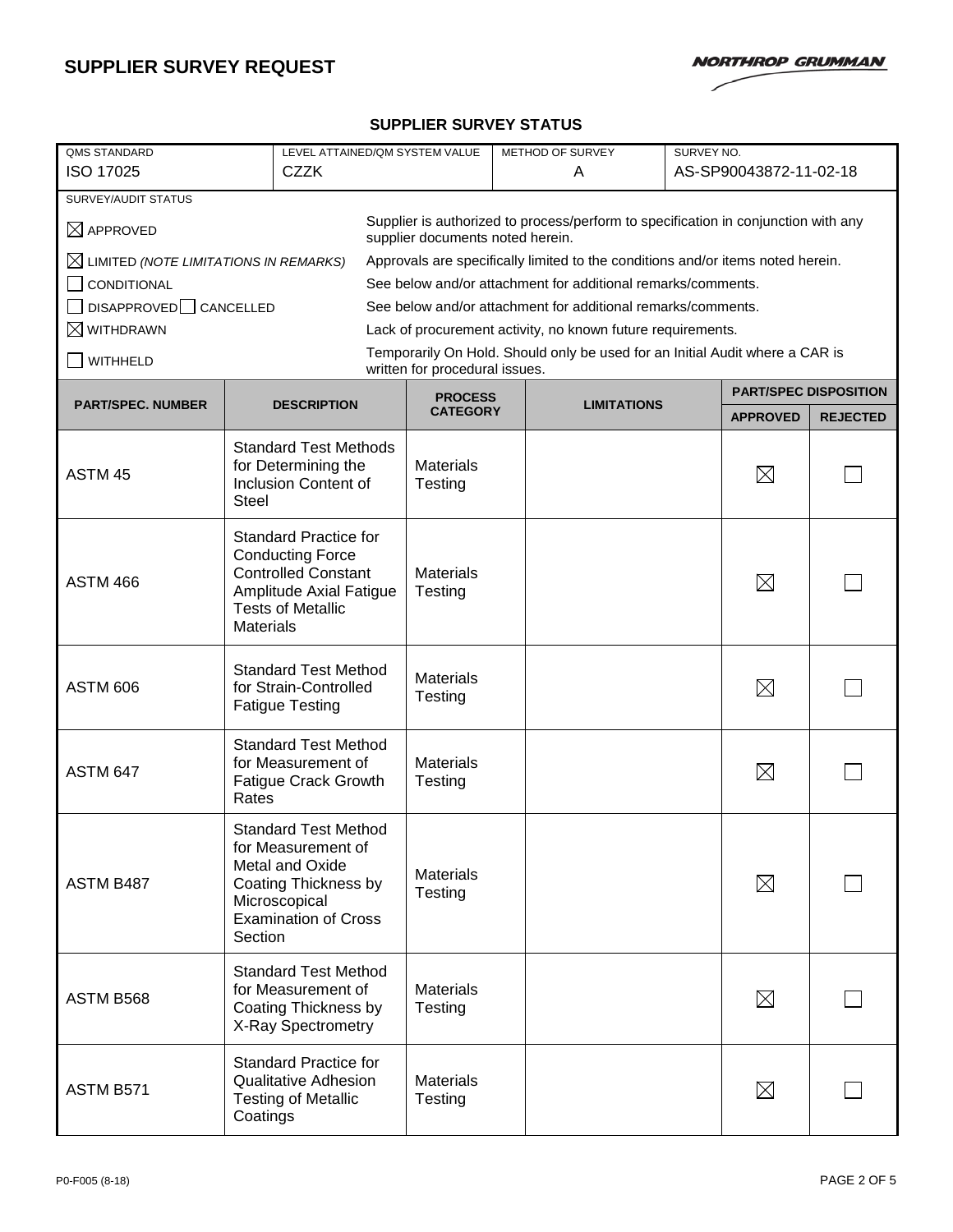# SUPPLIER SURVEY REQUEST

NORTHROP GRUMMAN

## SUPPLIER SURVEY STATUS

| QMS STANDARD | LEVEL ATTAINED/QM SYSTEM VALUE | METHOD OF SURVEY | SURVEY NO. |
|---|---|---|---|
| ISO 17025 | CZZK | A | AS-SP90043872-11-02-18 |

SURVEY/AUDIT STATUS

| Status | Description |
|---|---|
| ☒ APPROVED | Supplier is authorized to process/perform to specification in conjunction with any supplier documents noted herein. |
| ☒ LIMITED *(NOTE LIMITATIONS IN REMARKS)* | Approvals are specifically limited to the conditions and/or items noted herein. |
| ☐ CONDITIONAL | See below and/or attachment for additional remarks/comments. |
| ☐ DISAPPROVED ☐ CANCELLED | See below and/or attachment for additional remarks/comments. |
| ☒ WITHDRAWN | Lack of procurement activity, no known future requirements. |
| ☐ WITHHELD | Temporarily On Hold. Should only be used for an Initial Audit where a CAR is written for procedural issues. |

| PART/SPEC. NUMBER | DESCRIPTION | PROCESS CATEGORY | LIMITATIONS | PART/SPEC DISPOSITION | |
|---|---|---|---|---|---|
| | | | | APPROVED | REJECTED |
| ASTM 45 | Standard Test Methods for Determining the Inclusion Content of Steel | Materials Testing | | ☒ | ☐ |
| ASTM 466 | Standard Practice for Conducting Force Controlled Constant Amplitude Axial Fatigue Tests of Metallic Materials | Materials Testing | | ☒ | ☐ |
| ASTM 606 | Standard Test Method for Strain-Controlled Fatigue Testing | Materials Testing | | ☒ | ☐ |
| ASTM 647 | Standard Test Method for Measurement of Fatigue Crack Growth Rates | Materials Testing | | ☒ | ☐ |
| ASTM B487 | Standard Test Method for Measurement of Metal and Oxide Coating Thickness by Microscopical Examination of Cross Section | Materials Testing | | ☒ | ☐ |
| ASTM B568 | Standard Test Method for Measurement of Coating Thickness by X-Ray Spectrometry | Materials Testing | | ☒ | ☐ |
| ASTM B571 | Standard Practice for Qualitative Adhesion Testing of Metallic Coatings | Materials Testing | | ☒ | ☐ |

P0-F005 (8-18)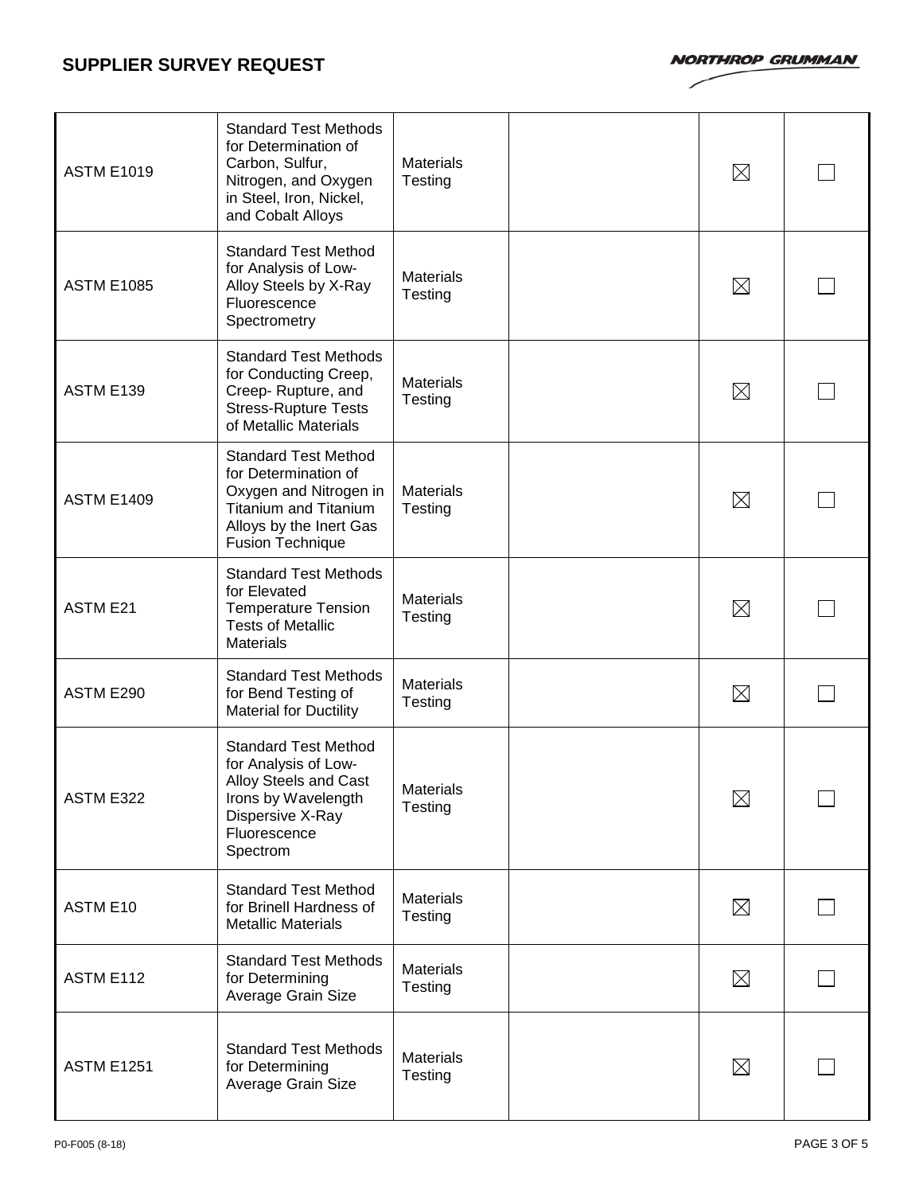| | | | | | |
|---|---|---|---|---|---|
| ASTM E1019 | Standard Test Methods for Determination of Carbon, Sulfur, Nitrogen, and Oxygen in Steel, Iron, Nickel, and Cobalt Alloys | Materials Testing | | ☒ | ☐ |
| ASTM E1085 | Standard Test Method for Analysis of Low-Alloy Steels by X-Ray Fluorescence Spectrometry | Materials Testing | | ☒ | ☐ |
| ASTM E139 | Standard Test Methods for Conducting Creep, Creep- Rupture, and Stress-Rupture Tests of Metallic Materials | Materials Testing | | ☒ | ☐ |
| ASTM E1409 | Standard Test Method for Determination of Oxygen and Nitrogen in Titanium and Titanium Alloys by the Inert Gas Fusion Technique | Materials Testing | | ☒ | ☐ |
| ASTM E21 | Standard Test Methods for Elevated Temperature Tension Tests of Metallic Materials | Materials Testing | | ☒ | ☐ |
| ASTM E290 | Standard Test Methods for Bend Testing of Material for Ductility | Materials Testing | | ☒ | ☐ |
| ASTM E322 | Standard Test Method for Analysis of Low-Alloy Steels and Cast Irons by Wavelength Dispersive X-Ray Fluorescence Spectrom | Materials Testing | | ☒ | ☐ |
| ASTM E10 | Standard Test Method for Brinell Hardness of Metallic Materials | Materials Testing | | ☒ | ☐ |
| ASTM E112 | Standard Test Methods for Determining Average Grain Size | Materials Testing | | ☒ | ☐ |
| ASTM E1251 | Standard Test Methods for Determining Average Grain Size | Materials Testing | | ☒ | ☐ |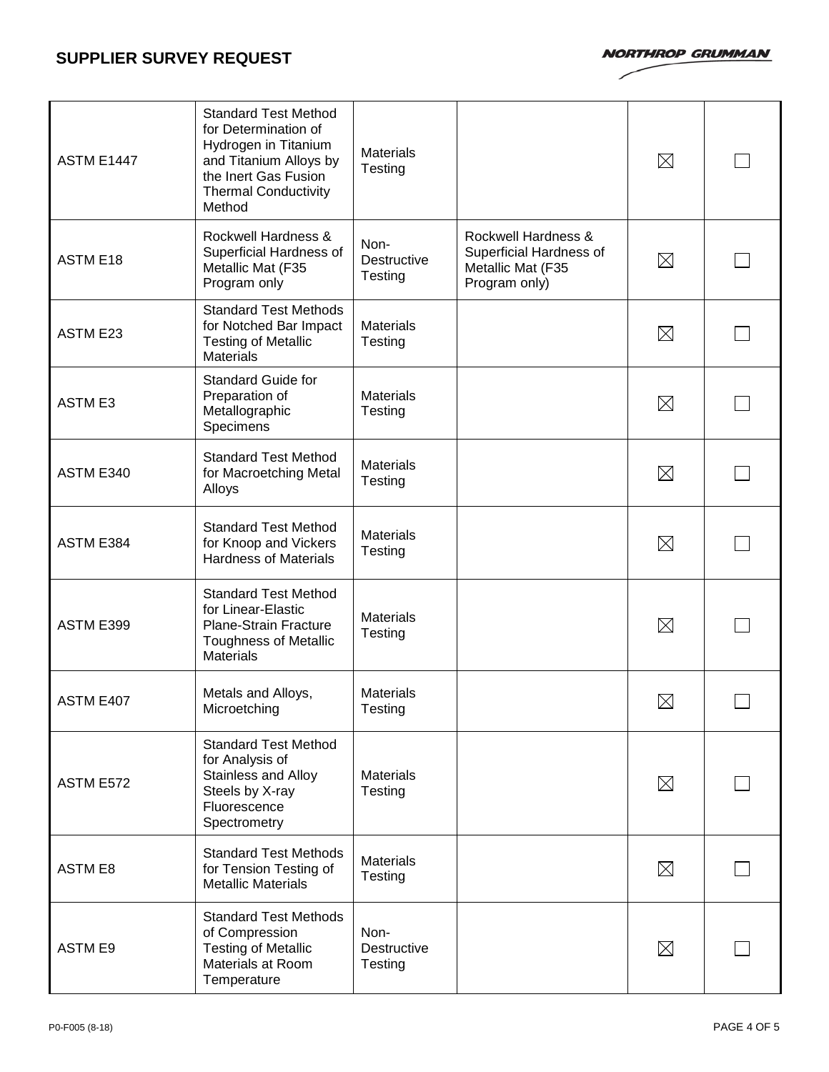| | | | | | |
|---|---|---|---|---|---|
| ASTM E1447 | Standard Test Method for Determination of Hydrogen in Titanium and Titanium Alloys by the Inert Gas Fusion Thermal Conductivity Method | Materials Testing | | ☒ | ☐ |
| ASTM E18 | Rockwell Hardness & Superficial Hardness of Metallic Mat (F35 Program only | Non-Destructive Testing | Rockwell Hardness & Superficial Hardness of Metallic Mat (F35 Program only) | ☒ | ☐ |
| ASTM E23 | Standard Test Methods for Notched Bar Impact Testing of Metallic Materials | Materials Testing | | ☒ | ☐ |
| ASTM E3 | Standard Guide for Preparation of Metallographic Specimens | Materials Testing | | ☒ | ☐ |
| ASTM E340 | Standard Test Method for Macroetching Metal Alloys | Materials Testing | | ☒ | ☐ |
| ASTM E384 | Standard Test Method for Knoop and Vickers Hardness of Materials | Materials Testing | | ☒ | ☐ |
| ASTM E399 | Standard Test Method for Linear-Elastic Plane-Strain Fracture Toughness of Metallic Materials | Materials Testing | | ☒ | ☐ |
| ASTM E407 | Metals and Alloys, Microetching | Materials Testing | | ☒ | ☐ |
| ASTM E572 | Standard Test Method for Analysis of Stainless and Alloy Steels by X-ray Fluorescence Spectrometry | Materials Testing | | ☒ | ☐ |
| ASTM E8 | Standard Test Methods for Tension Testing of Metallic Materials | Materials Testing | | ☒ | ☐ |
| ASTM E9 | Standard Test Methods of Compression Testing of Metallic Materials at Room Temperature | Non-Destructive Testing | | ☒ | ☐ |

P0-F005 (8-18)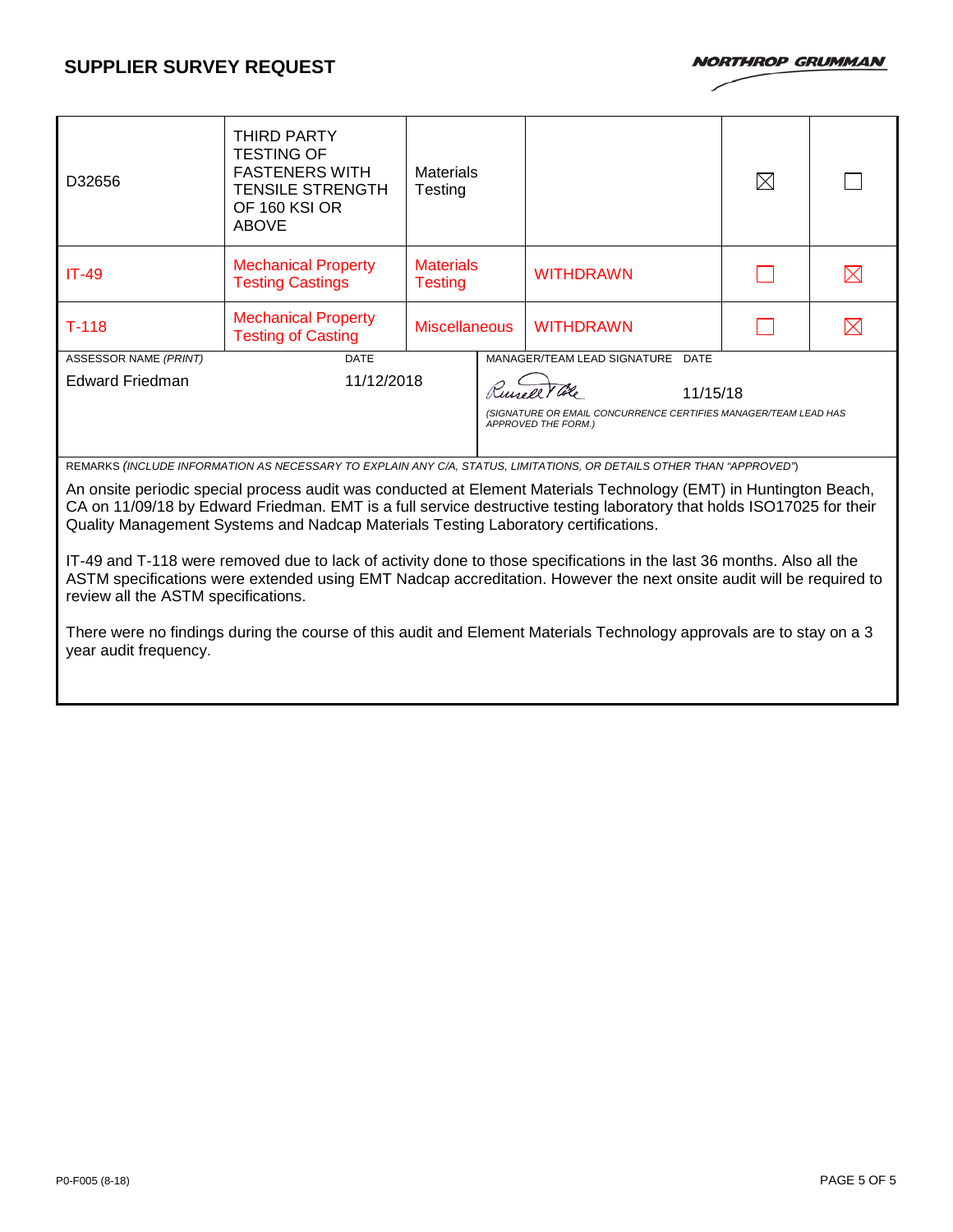# SUPPLIER SURVEY REQUEST

NORTHROP GRUMMAN

| | | | | | |
|---|---|---|---|---|---|
| D32656 | THIRD PARTY TESTING OF FASTENERS WITH TENSILE STRENGTH OF 160 KSI OR ABOVE | Materials Testing | | ☒ | ☐ |
| IT-49 | Mechanical Property Testing Castings | Materials Testing | WITHDRAWN | ☐ | ☒ |
| T-118 | Mechanical Property Testing of Casting | Miscellaneous | WITHDRAWN | ☐ | ☒ |

| ASSESSOR NAME *(PRINT)* | DATE | MANAGER/TEAM LEAD SIGNATURE | DATE |
|---|---|---|---|
| Edward Friedman | 11/12/2018 | Russell T Cole | 11/15/18 |

*(SIGNATURE OR EMAIL CONCURRENCE CERTIFIES MANAGER/TEAM LEAD HAS APPROVED THE FORM.)*

REMARKS *(INCLUDE INFORMATION AS NECESSARY TO EXPLAIN ANY C/A, STATUS, LIMITATIONS, OR DETAILS OTHER THAN "APPROVED")*

An onsite periodic special process audit was conducted at Element Materials Technology (EMT) in Huntington Beach, CA on 11/09/18 by Edward Friedman. EMT is a full service destructive testing laboratory that holds ISO17025 for their Quality Management Systems and Nadcap Materials Testing Laboratory certifications.

IT-49 and T-118 were removed due to lack of activity done to those specifications in the last 36 months. Also all the ASTM specifications were extended using EMT Nadcap accreditation. However the next onsite audit will be required to review all the ASTM specifications.

There were no findings during the course of this audit and Element Materials Technology approvals are to stay on a 3 year audit frequency.

P0-F005 (8-18)